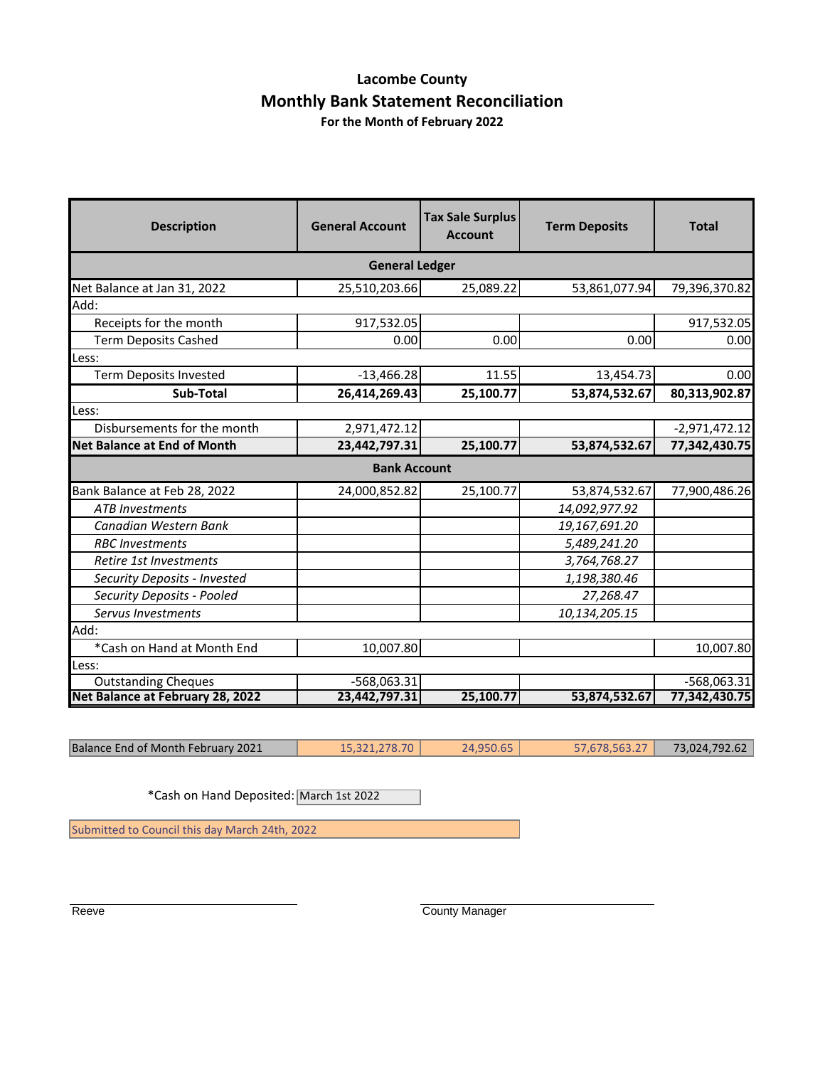# Lacombe County

## Monthly Bank Statement Reconciliation

### For the Month of February 2022

| Description | General Account | Tax Sale Surplus Account | Term Deposits | Total |
|---|---|---|---|---|
| **General Ledger** | | | | |
| Net Balance at Jan 31, 2022 | 25,510,203.66 | 25,089.22 | 53,861,077.94 | 79,396,370.82 |
| Add: | | | | |
| Receipts for the month | 917,532.05 | | | 917,532.05 |
| Term Deposits Cashed | 0.00 | 0.00 | 0.00 | 0.00 |
| Less: | | | | |
| Term Deposits Invested | -13,466.28 | 11.55 | 13,454.73 | 0.00 |
| **Sub-Total** | **26,414,269.43** | **25,100.77** | **53,874,532.67** | **80,313,902.87** |
| Less: | | | | |
| Disbursements for the month | 2,971,472.12 | | | -2,971,472.12 |
| **Net Balance at End of Month** | **23,442,797.31** | **25,100.77** | **53,874,532.67** | **77,342,430.75** |
| **Bank Account** | | | | |
| Bank Balance at Feb 28, 2022 | 24,000,852.82 | 25,100.77 | 53,874,532.67 | 77,900,486.26 |
| *ATB Investments* | | | *14,092,977.92* | |
| *Canadian Western Bank* | | | *19,167,691.20* | |
| *RBC Investments* | | | *5,489,241.20* | |
| *Retire 1st Investments* | | | *3,764,768.27* | |
| *Security Deposits - Invested* | | | *1,198,380.46* | |
| *Security Deposits - Pooled* | | | *27,268.47* | |
| *Servus Investments* | | | *10,134,205.15* | |
| Add: | | | | |
| *Cash on Hand at Month End | 10,007.80 | | | 10,007.80 |
| Less: | | | | |
| Outstanding Cheques | -568,063.31 | | | -568,063.31 |
| **Net Balance at February 28, 2022** | **23,442,797.31** | **25,100.77** | **53,874,532.67** | **77,342,430.75** |

| Balance End of Month February 2021 | 15,321,278.70 | 24,950.65 | 57,678,563.27 | 73,024,792.62 |
|---|---|---|---|---|

*Cash on Hand Deposited: March 1st 2022

Submitted to Council this day March 24th, 2022

Reeve

County Manager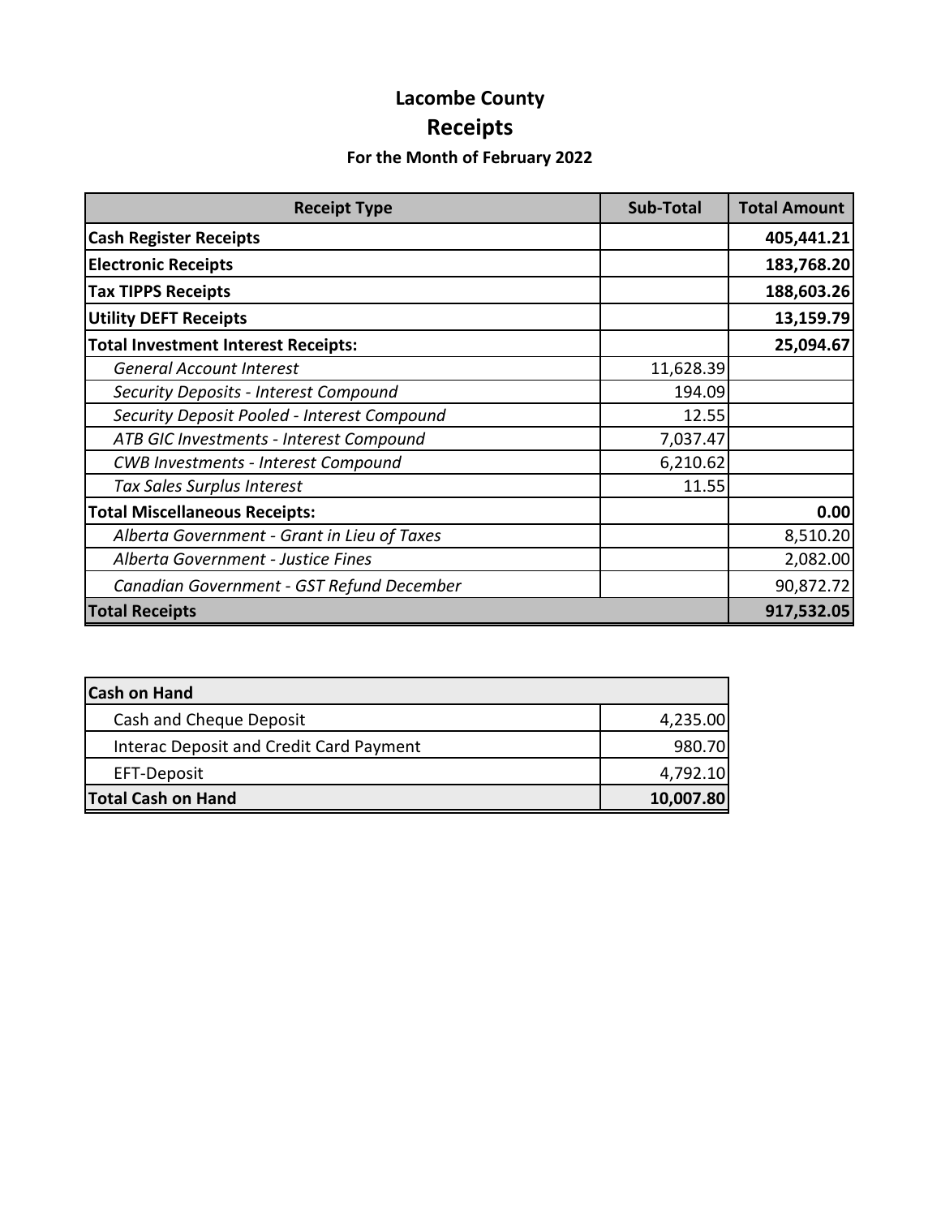# Lacombe County

## Receipts

### For the Month of February 2022

| Receipt Type | Sub-Total | Total Amount |
|---|---|---|
| **Cash Register Receipts** | | **405,441.21** |
| **Electronic Receipts** | | **183,768.20** |
| **Tax TIPPS Receipts** | | **188,603.26** |
| **Utility DEFT Receipts** | | **13,159.79** |
| **Total Investment Interest Receipts:** | | **25,094.67** |
| *General Account Interest* | 11,628.39 | |
| *Security Deposits - Interest Compound* | 194.09 | |
| *Security Deposit Pooled - Interest Compound* | 12.55 | |
| *ATB GIC Investments - Interest Compound* | 7,037.47 | |
| *CWB Investments - Interest Compound* | 6,210.62 | |
| *Tax Sales Surplus Interest* | 11.55 | |
| **Total Miscellaneous Receipts:** | | **0.00** |
| *Alberta Government - Grant in Lieu of Taxes* | | 8,510.20 |
| *Alberta Government - Justice Fines* | | 2,082.00 |
| *Canadian Government - GST Refund December* | | 90,872.72 |
| **Total Receipts** | | **917,532.05** |

| Cash on Hand | |
|---|---|
| Cash and Cheque Deposit | 4,235.00 |
| Interac Deposit and Credit Card Payment | 980.70 |
| EFT-Deposit | 4,792.10 |
| **Total Cash on Hand** | **10,007.80** |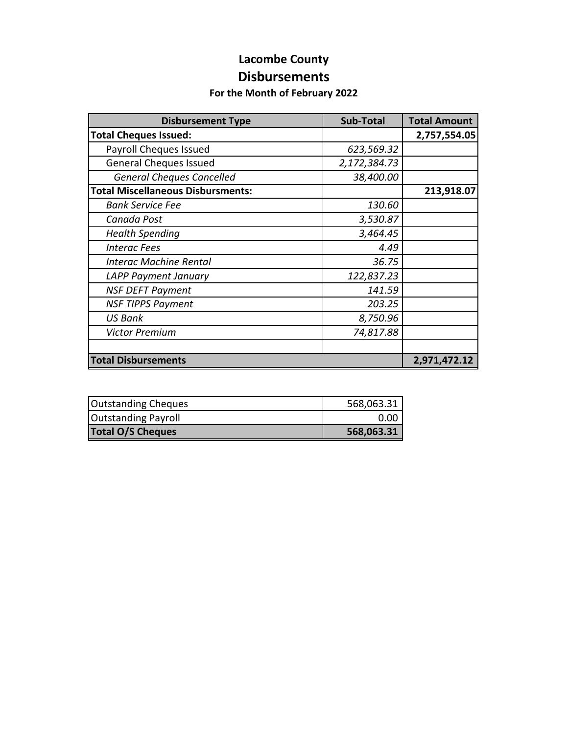# Lacombe County

## Disbursements

### For the Month of February 2022

| Disbursement Type | Sub-Total | Total Amount |
|---|---|---|
| **Total Cheques Issued:** | | **2,757,554.05** |
| Payroll Cheques Issued | *623,569.32* | |
| General Cheques Issued | *2,172,384.73* | |
| *General Cheques Cancelled* | *38,400.00* | |
| **Total Miscellaneous Disbursments:** | | **213,918.07** |
| *Bank Service Fee* | *130.60* | |
| *Canada Post* | *3,530.87* | |
| *Health Spending* | *3,464.45* | |
| *Interac Fees* | *4.49* | |
| *Interac Machine Rental* | *36.75* | |
| *LAPP Payment January* | *122,837.23* | |
| *NSF DEFT Payment* | *141.59* | |
| *NSF TIPPS Payment* | *203.25* | |
| *US Bank* | *8,750.96* | |
| *Victor Premium* | *74,817.88* | |
| | | |
| **Total Disbursements** | | **2,971,472.12** |

| | |
|---|---|
| Outstanding Cheques | 568,063.31 |
| Outstanding Payroll | 0.00 |
| **Total O/S Cheques** | **568,063.31** |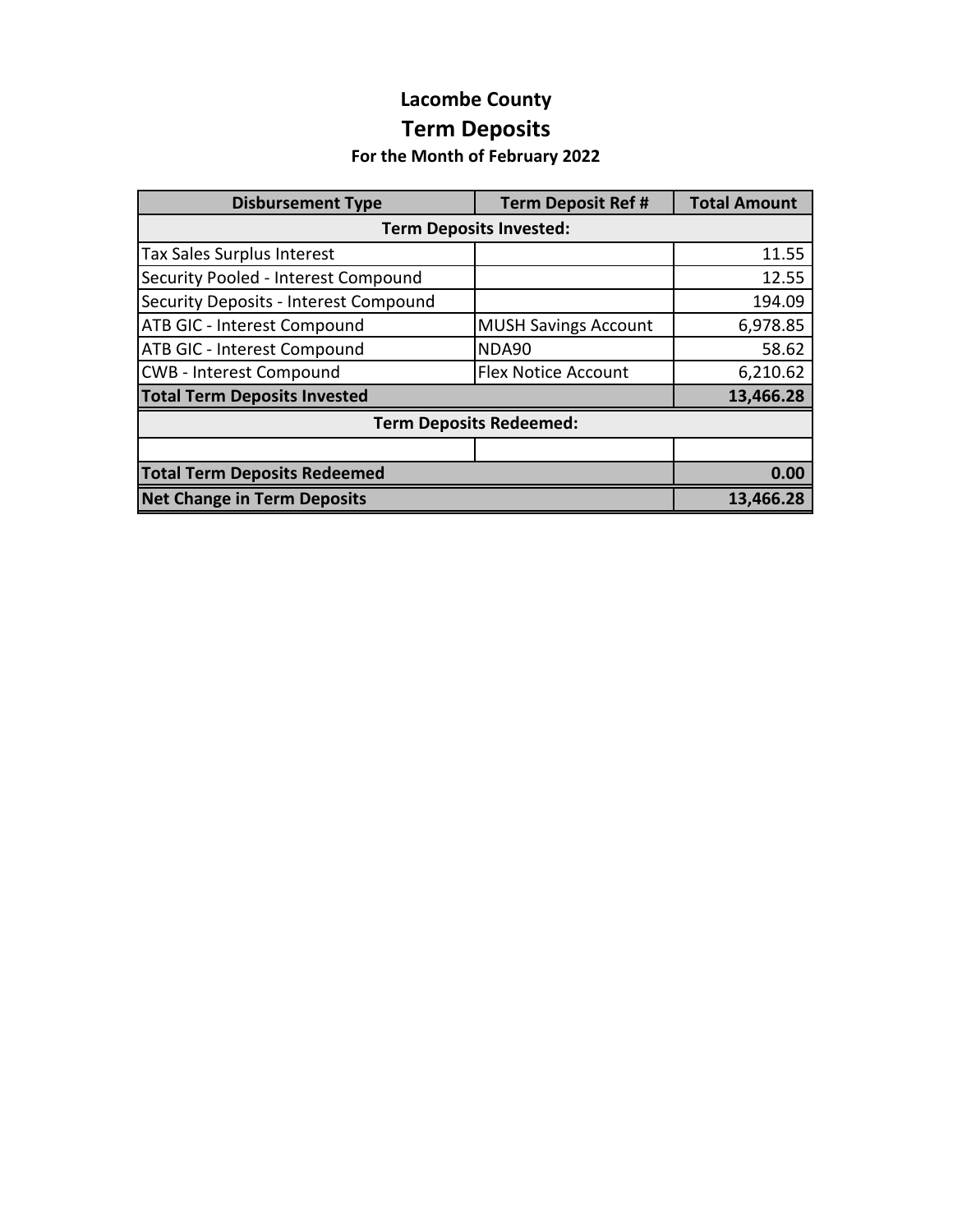# Lacombe County

## Term Deposits

### For the Month of February 2022

| Disbursement Type | Term Deposit Ref # | Total Amount |
|---|---|---|
| **Term Deposits Invested:** | | |
| Tax Sales Surplus Interest | | 11.55 |
| Security Pooled - Interest Compound | | 12.55 |
| Security Deposits - Interest Compound | | 194.09 |
| ATB GIC - Interest Compound | MUSH Savings Account | 6,978.85 |
| ATB GIC - Interest Compound | NDA90 | 58.62 |
| CWB - Interest Compound | Flex Notice Account | 6,210.62 |
| **Total Term Deposits Invested** | | **13,466.28** |
| **Term Deposits Redeemed:** | | |
| | | |
| **Total Term Deposits Redeemed** | | **0.00** |
| **Net Change in Term Deposits** | | **13,466.28** |